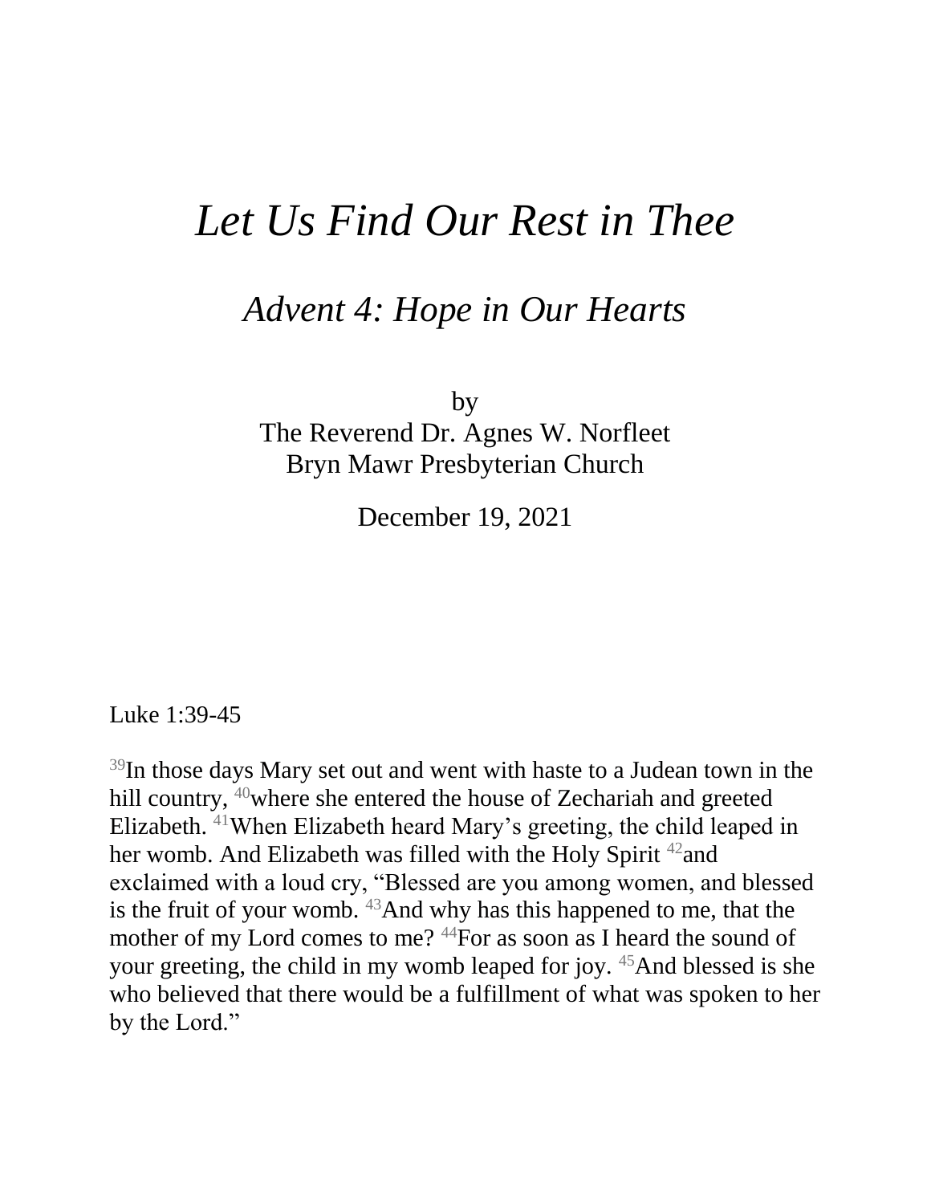# *Let Us Find Our Rest in Thee*

## *Advent 4: Hope in Our Hearts*

by
The Reverend Dr. Agnes W. Norfleet
Bryn Mawr Presbyterian Church

December 19, 2021

Luke 1:39-45

[39]In those days Mary set out and went with haste to a Judean town in the hill country, [40]where she entered the house of Zechariah and greeted Elizabeth. [41]When Elizabeth heard Mary's greeting, the child leaped in her womb. And Elizabeth was filled with the Holy Spirit [42]and exclaimed with a loud cry, "Blessed are you among women, and blessed is the fruit of your womb. [43]And why has this happened to me, that the mother of my Lord comes to me? [44]For as soon as I heard the sound of your greeting, the child in my womb leaped for joy. [45]And blessed is she who believed that there would be a fulfillment of what was spoken to her by the Lord."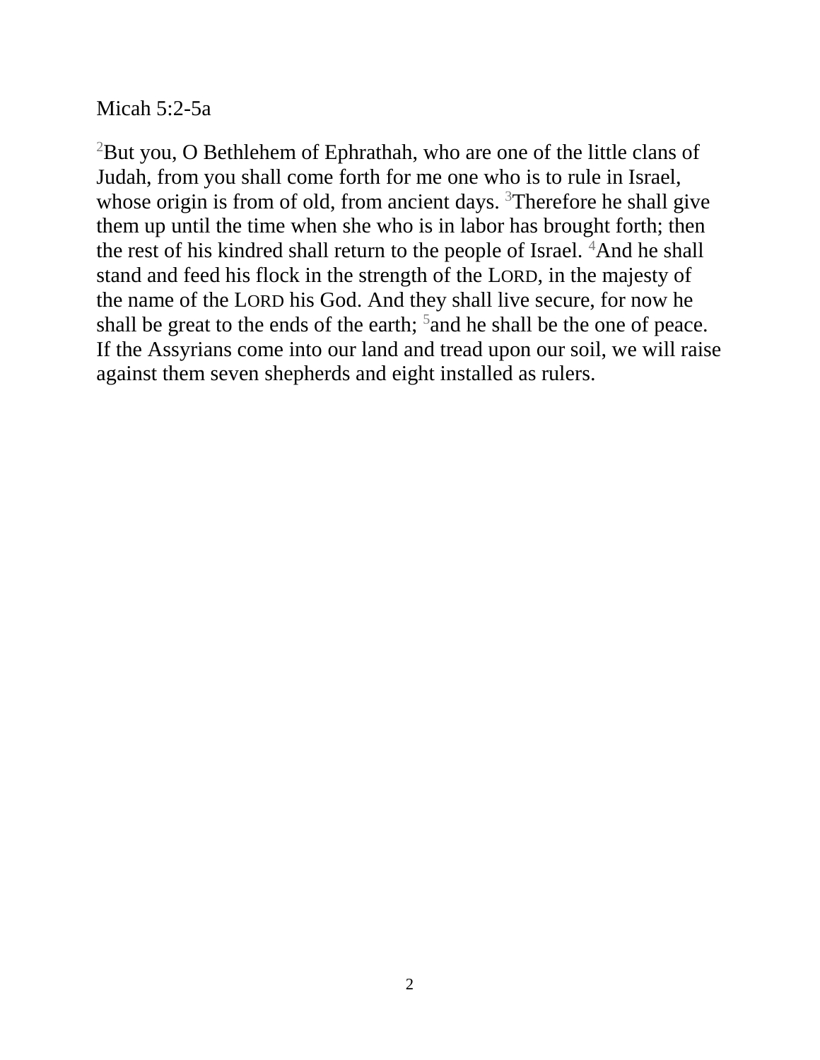Micah 5:2-5a

[2]But you, O Bethlehem of Ephrathah, who are one of the little clans of Judah, from you shall come forth for me one who is to rule in Israel, whose origin is from of old, from ancient days. [3]Therefore he shall give them up until the time when she who is in labor has brought forth; then the rest of his kindred shall return to the people of Israel. [4]And he shall stand and feed his flock in the strength of the LORD, in the majesty of the name of the LORD his God. And they shall live secure, for now he shall be great to the ends of the earth; [5]and he shall be the one of peace. If the Assyrians come into our land and tread upon our soil, we will raise against them seven shepherds and eight installed as rulers.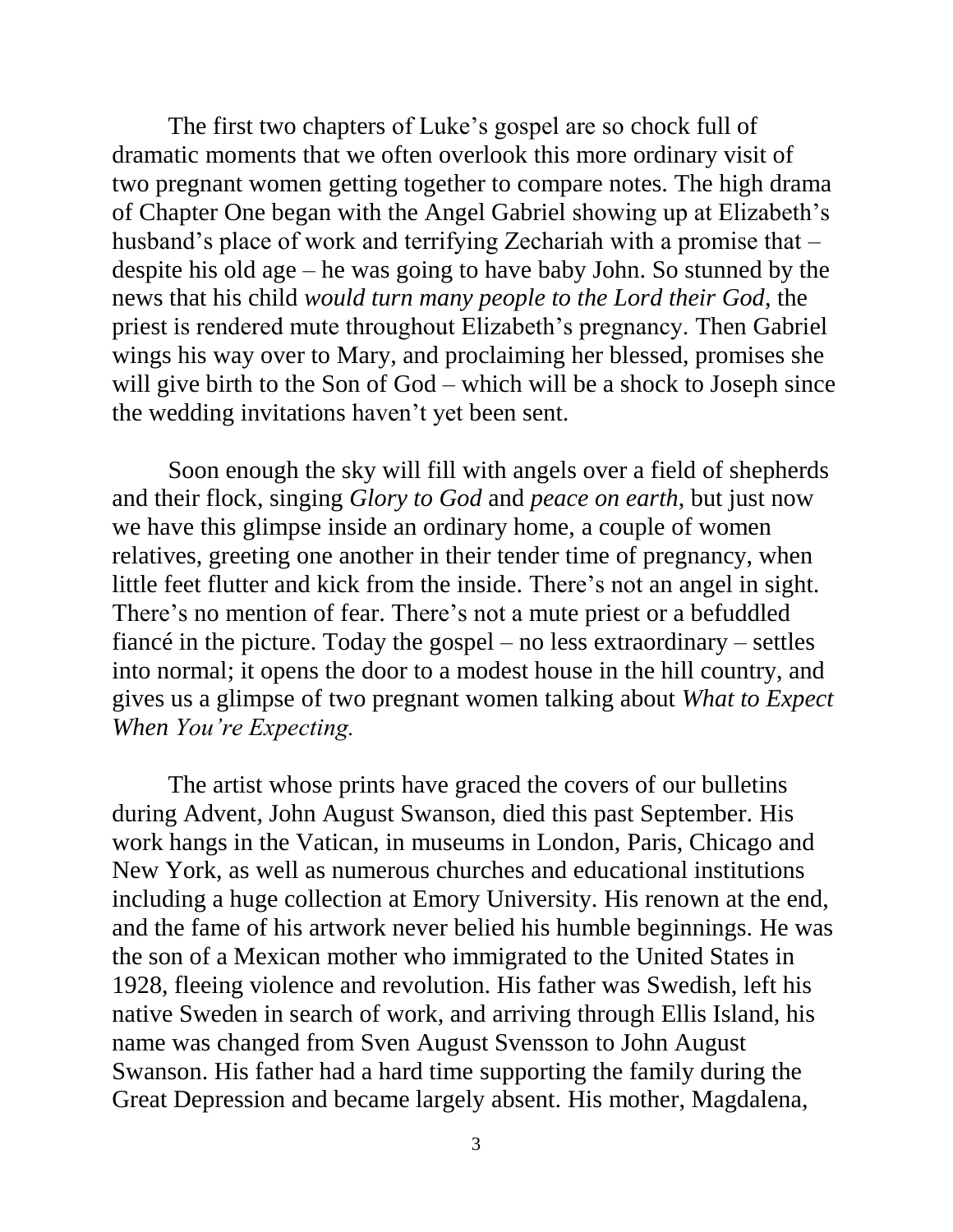The first two chapters of Luke's gospel are so chock full of dramatic moments that we often overlook this more ordinary visit of two pregnant women getting together to compare notes. The high drama of Chapter One began with the Angel Gabriel showing up at Elizabeth's husband's place of work and terrifying Zechariah with a promise that – despite his old age – he was going to have baby John. So stunned by the news that his child *would turn many people to the Lord their God*, the priest is rendered mute throughout Elizabeth's pregnancy. Then Gabriel wings his way over to Mary, and proclaiming her blessed, promises she will give birth to the Son of God – which will be a shock to Joseph since the wedding invitations haven't yet been sent.

Soon enough the sky will fill with angels over a field of shepherds and their flock, singing *Glory to God* and *peace on earth*, but just now we have this glimpse inside an ordinary home, a couple of women relatives, greeting one another in their tender time of pregnancy, when little feet flutter and kick from the inside. There's not an angel in sight. There's no mention of fear. There's not a mute priest or a befuddled fiancé in the picture. Today the gospel – no less extraordinary – settles into normal; it opens the door to a modest house in the hill country, and gives us a glimpse of two pregnant women talking about *What to Expect When You're Expecting.*

The artist whose prints have graced the covers of our bulletins during Advent, John August Swanson, died this past September. His work hangs in the Vatican, in museums in London, Paris, Chicago and New York, as well as numerous churches and educational institutions including a huge collection at Emory University. His renown at the end, and the fame of his artwork never belied his humble beginnings. He was the son of a Mexican mother who immigrated to the United States in 1928, fleeing violence and revolution. His father was Swedish, left his native Sweden in search of work, and arriving through Ellis Island, his name was changed from Sven August Svensson to John August Swanson. His father had a hard time supporting the family during the Great Depression and became largely absent. His mother, Magdalena,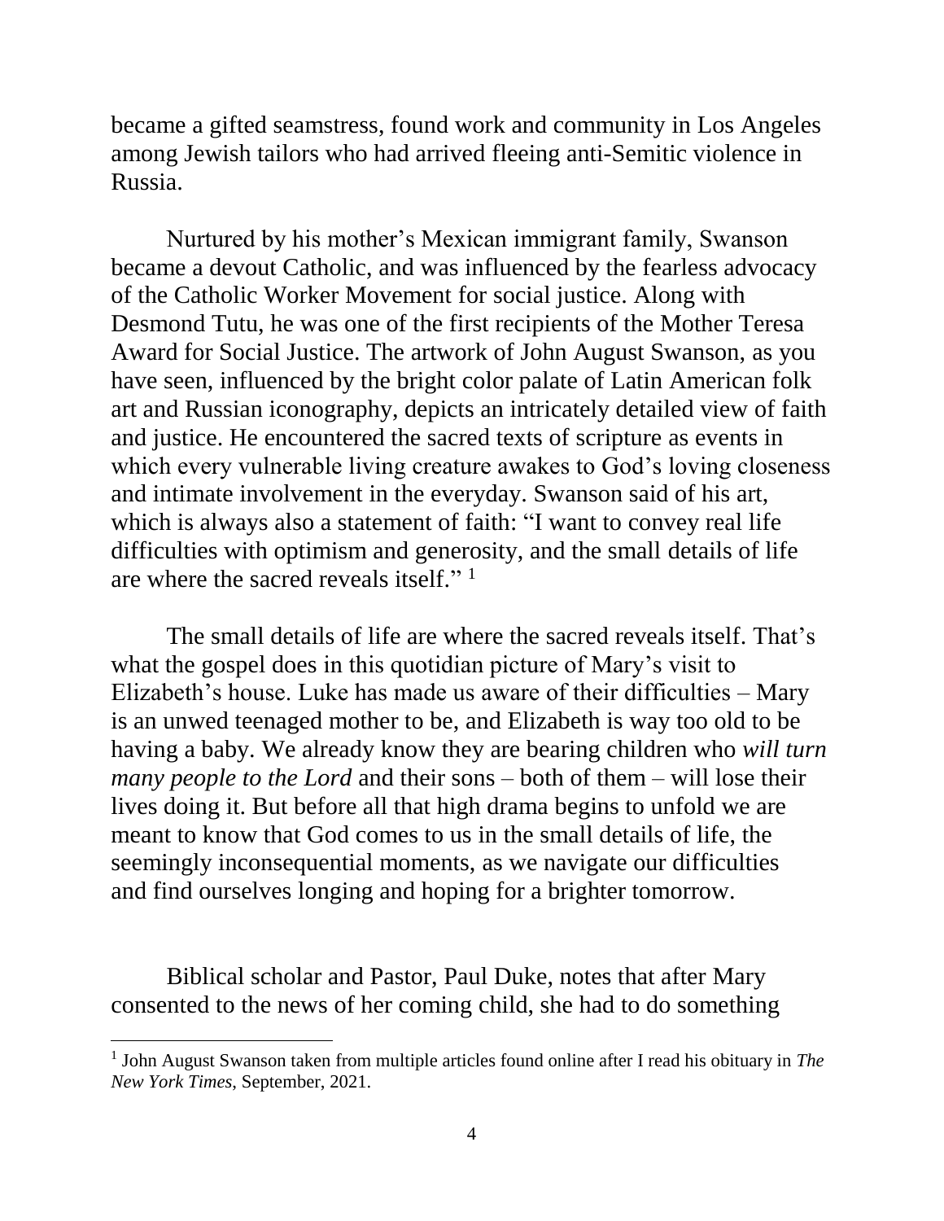became a gifted seamstress, found work and community in Los Angeles among Jewish tailors who had arrived fleeing anti-Semitic violence in Russia.

Nurtured by his mother's Mexican immigrant family, Swanson became a devout Catholic, and was influenced by the fearless advocacy of the Catholic Worker Movement for social justice. Along with Desmond Tutu, he was one of the first recipients of the Mother Teresa Award for Social Justice. The artwork of John August Swanson, as you have seen, influenced by the bright color palate of Latin American folk art and Russian iconography, depicts an intricately detailed view of faith and justice. He encountered the sacred texts of scripture as events in which every vulnerable living creature awakes to God's loving closeness and intimate involvement in the everyday. Swanson said of his art, which is always also a statement of faith: "I want to convey real life difficulties with optimism and generosity, and the small details of life are where the sacred reveals itself." [1]

The small details of life are where the sacred reveals itself. That's what the gospel does in this quotidian picture of Mary's visit to Elizabeth's house. Luke has made us aware of their difficulties – Mary is an unwed teenaged mother to be, and Elizabeth is way too old to be having a baby. We already know they are bearing children who *will turn many people to the Lord* and their sons – both of them – will lose their lives doing it. But before all that high drama begins to unfold we are meant to know that God comes to us in the small details of life, the seemingly inconsequential moments, as we navigate our difficulties and find ourselves longing and hoping for a brighter tomorrow.

Biblical scholar and Pastor, Paul Duke, notes that after Mary consented to the news of her coming child, she had to do something

---

[1] John August Swanson taken from multiple articles found online after I read his obituary in *The New York Times*, September, 2021.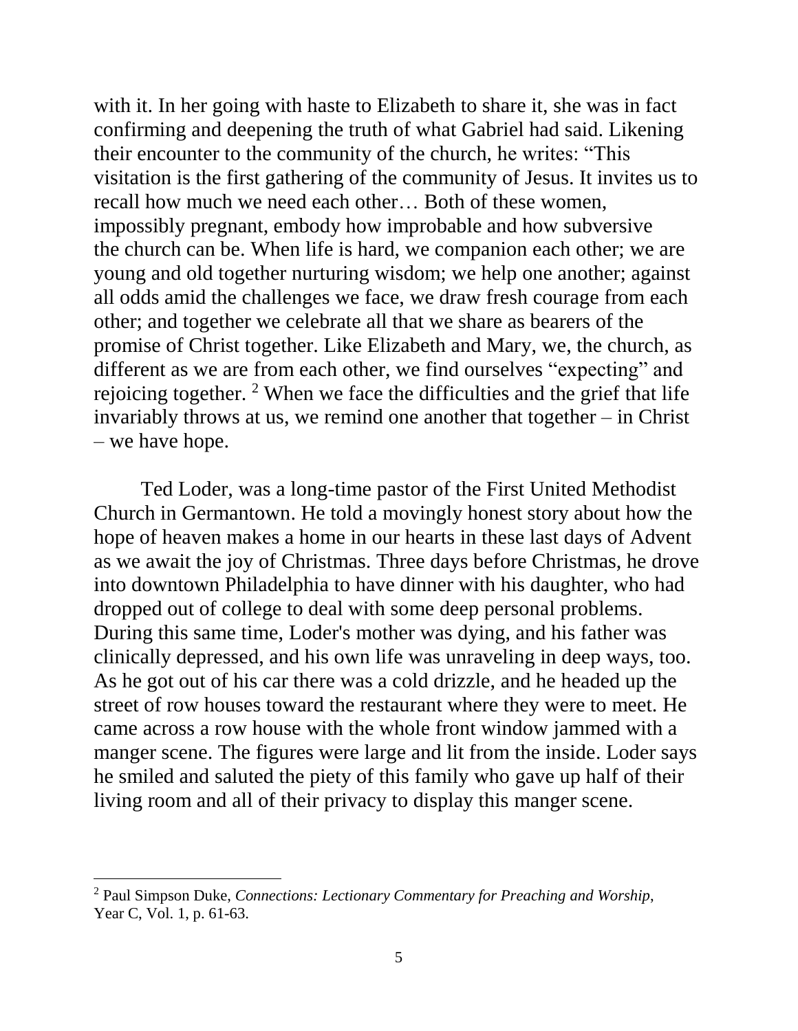with it. In her going with haste to Elizabeth to share it, she was in fact confirming and deepening the truth of what Gabriel had said. Likening their encounter to the community of the church, he writes: "This visitation is the first gathering of the community of Jesus. It invites us to recall how much we need each other… Both of these women, impossibly pregnant, embody how improbable and how subversive the church can be. When life is hard, we companion each other; we are young and old together nurturing wisdom; we help one another; against all odds amid the challenges we face, we draw fresh courage from each other; and together we celebrate all that we share as bearers of the promise of Christ together. Like Elizabeth and Mary, we, the church, as different as we are from each other, we find ourselves "expecting" and rejoicing together. [2] When we face the difficulties and the grief that life invariably throws at us, we remind one another that together – in Christ – we have hope.

Ted Loder, was a long-time pastor of the First United Methodist Church in Germantown. He told a movingly honest story about how the hope of heaven makes a home in our hearts in these last days of Advent as we await the joy of Christmas. Three days before Christmas, he drove into downtown Philadelphia to have dinner with his daughter, who had dropped out of college to deal with some deep personal problems. During this same time, Loder's mother was dying, and his father was clinically depressed, and his own life was unraveling in deep ways, too. As he got out of his car there was a cold drizzle, and he headed up the street of row houses toward the restaurant where they were to meet. He came across a row house with the whole front window jammed with a manger scene. The figures were large and lit from the inside. Loder says he smiled and saluted the piety of this family who gave up half of their living room and all of their privacy to display this manger scene.

---

[2] Paul Simpson Duke, *Connections: Lectionary Commentary for Preaching and Worship*, Year C, Vol. 1, p. 61-63.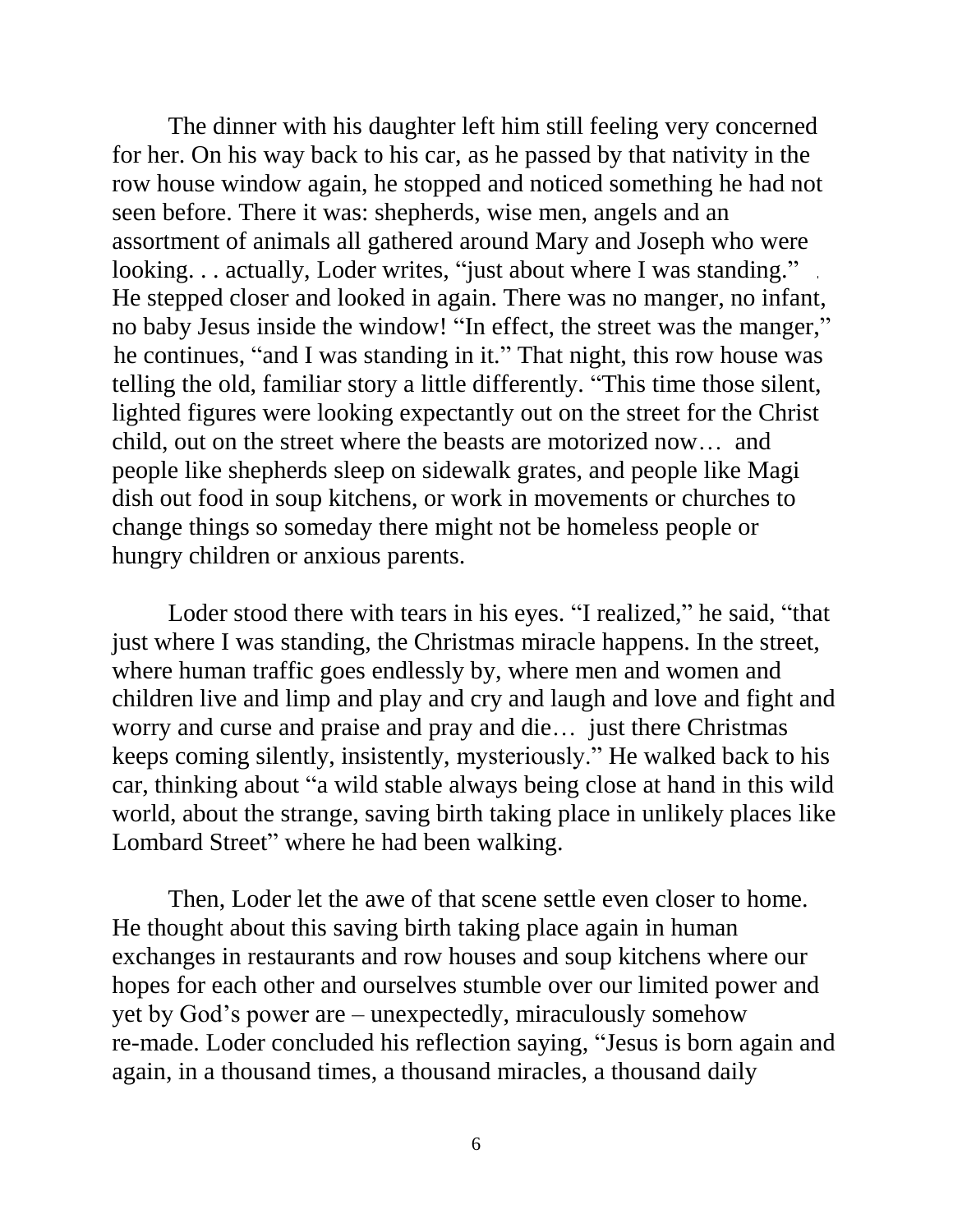The dinner with his daughter left him still feeling very concerned for her. On his way back to his car, as he passed by that nativity in the row house window again, he stopped and noticed something he had not seen before. There it was: shepherds, wise men, angels and an assortment of animals all gathered around Mary and Joseph who were looking. . . actually, Loder writes, "just about where I was standing." He stepped closer and looked in again. There was no manger, no infant, no baby Jesus inside the window! "In effect, the street was the manger," he continues, "and I was standing in it." That night, this row house was telling the old, familiar story a little differently. "This time those silent, lighted figures were looking expectantly out on the street for the Christ child, out on the street where the beasts are motorized now… and people like shepherds sleep on sidewalk grates, and people like Magi dish out food in soup kitchens, or work in movements or churches to change things so someday there might not be homeless people or hungry children or anxious parents.

Loder stood there with tears in his eyes. "I realized," he said, "that just where I was standing, the Christmas miracle happens. In the street, where human traffic goes endlessly by, where men and women and children live and limp and play and cry and laugh and love and fight and worry and curse and praise and pray and die… just there Christmas keeps coming silently, insistently, mysteriously." He walked back to his car, thinking about "a wild stable always being close at hand in this wild world, about the strange, saving birth taking place in unlikely places like Lombard Street" where he had been walking.

Then, Loder let the awe of that scene settle even closer to home. He thought about this saving birth taking place again in human exchanges in restaurants and row houses and soup kitchens where our hopes for each other and ourselves stumble over our limited power and yet by God's power are – unexpectedly, miraculously somehow re-made. Loder concluded his reflection saying, "Jesus is born again and again, in a thousand times, a thousand miracles, a thousand daily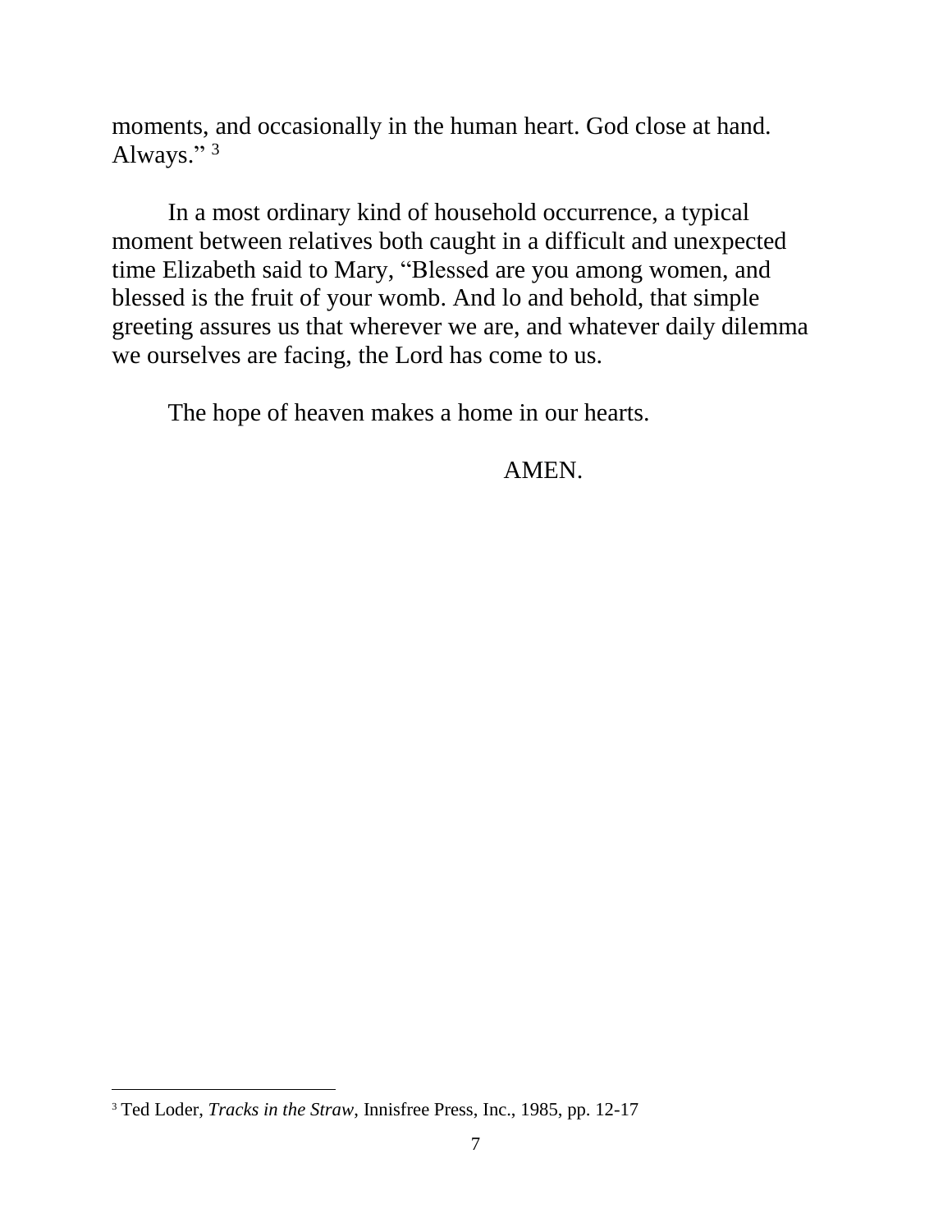moments, and occasionally in the human heart. God close at hand. Always." [3]

In a most ordinary kind of household occurrence, a typical moment between relatives both caught in a difficult and unexpected time Elizabeth said to Mary, "Blessed are you among women, and blessed is the fruit of your womb. And lo and behold, that simple greeting assures us that wherever we are, and whatever daily dilemma we ourselves are facing, the Lord has come to us.

The hope of heaven makes a home in our hearts.

AMEN.

---

[3] Ted Loder, *Tracks in the Straw*, Innisfree Press, Inc., 1985, pp. 12-17